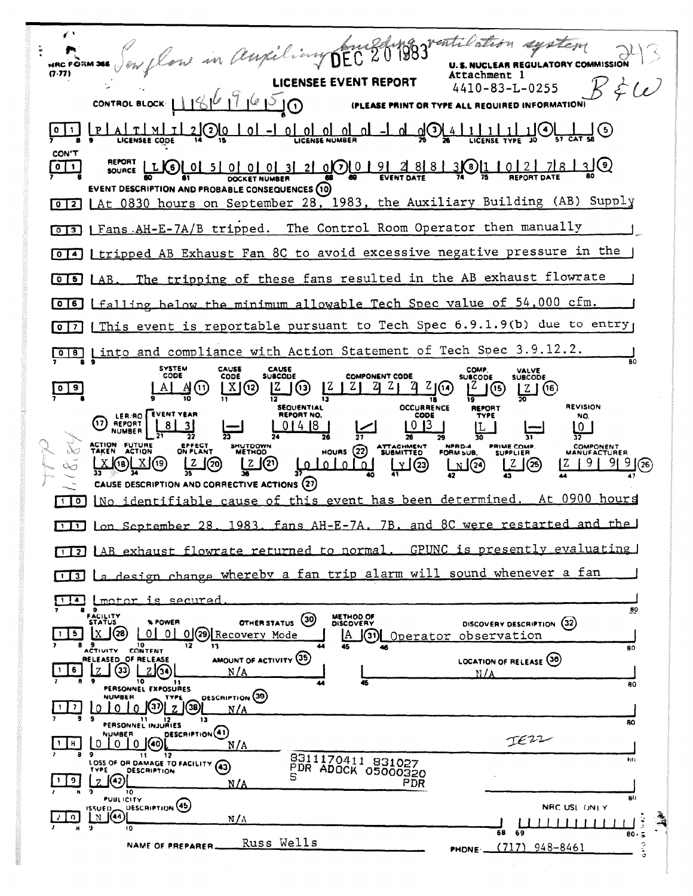NRC FORM 366 (7-77)

*Low flow in Auxiliary building ventilation system* DEC 20 1983 *243*

**U.S. NUCLEAR REGULATORY COMMISSION**

# LICENSEE EVENT REPORT

Attachment 1
4410-83-L-0255 *B&W*

CONTROL BLOCK: 1 1 8 6 9 6 5 (1) (PLEASE PRINT OR TYPE ALL REQUIRED INFORMATION)

| Line | Licensee Code | License Number | License Type | CAT |
|---|---|---|---|---|
| 0 1 | P A T M I 2 (2) | 0 0 - 0 0 0 0 0 - 0 0 (3) | 4 1 1 1 1 (4) | (5) |

| Line | Report Source | Docket Number | Event Date | Report Date |
|---|---|---|---|---|
| CON'T 0 1 | L (6) | 0 5 0 0 0 3 2 0 (7) | 0 9 2 8 8 3 (8) | 1 0 2 7 8 3 (9) |

EVENT DESCRIPTION AND PROBABLE CONSEQUENCES (10)

At 0830 hours on September 28, 1983, the Auxiliary Building (AB) Supply Fans AH-E-7A/B tripped. The Control Room Operator then manually tripped AB Exhaust Fan 8C to avoid excessive negative pressure in the AB. The tripping of these fans resulted in the AB exhaust flowrate falling below the minimum allowable Tech Spec value of 54,000 cfm. This event is reportable pursuant to Tech Spec 6.9.1.9(b) due to entry into and compliance with Action Statement of Tech Spec 3.9.12.2.

| System Code | Cause Code | Cause Subcode | Component Code | Comp. Subcode | Valve Subcode |
|---|---|---|---|---|---|
| A A (11) | X (12) | Z (13) | Z Z Z Z Z Z (14) | Z (15) | Z (16) |

| (17) LER/RO Report Number | Event Year | | Sequential Report No. | | Occurrence Code | Report Type | | Revision No. |
|---|---|---|---|---|---|---|---|---|
| | 8 3 | — | 0 4 8 | / | 0 3 | L | — | 0 |

| Action Taken | Future Action | Effect on Plant | Shutdown Method | Hours (22) | Attachment Submitted | NPRD-4 Form Sub. | Prime Comp. Supplier | Component Manufacturer |
|---|---|---|---|---|---|---|---|---|
| X (18) | X (19) | Z (20) | Z (21) | 0 0 0 0 | Y (23) | N (24) | Z (25) | Z 9 9 9 (26) |

CAUSE DESCRIPTION AND CORRECTIVE ACTIONS (27)

No identifiable cause of this event has been determined. At 0900 hours on September 28, 1983, fans AH-E-7A, 7B, and 8C were restarted and the AB exhaust flowrate returned to normal. GPUNC is presently evaluating a design change whereby a fan trip alarm will sound whenever a fan motor is secured.

| Facility Status | % Power | Other Status (30) | Method of Discovery | Discovery Description (32) |
|---|---|---|---|---|
| X (28) | 0 0 0 (29) | Recovery Mode | A (31) | Operator observation |

| Activity Released of Release | Content | Amount of Activity (35) | Location of Release (36) |
|---|---|---|---|
| Z (33) | Z (34) | N/A | N/A |

PERSONNEL EXPOSURES

| Number | Type | Description (39) |
|---|---|---|
| 0 0 0 (37) | Z (38) | N/A |

PERSONNEL INJURIES

| Number | Description (41) |
|---|---|
| 0 0 0 (40) | N/A |

LOSS OF OR DAMAGE TO FACILITY (43)

| Type | Description |
|---|---|
| Z (42) | N/A |

PUBLICITY

| Issued | Description (45) |
|---|---|
| N (44) | N/A |

8311170411 831027
PDR ADOCK 05000320
S PDR

*IE22*

*TTP 1/18/84*

NRC USE ONLY

NAME OF PREPARER: Russ Wells PHONE: (717) 948-8461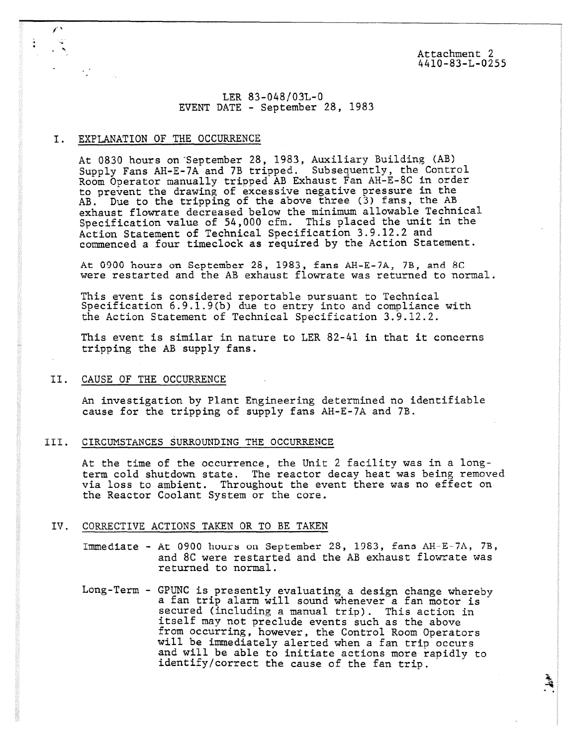Attachment 2
4410-83-L-0255

LER 83-048/03L-0
EVENT DATE - September 28, 1983

## I. EXPLANATION OF THE OCCURRENCE

At 0830 hours on September 28, 1983, Auxiliary Building (AB) Supply Fans AH-E-7A and 7B tripped. Subsequently, the Control Room Operator manually tripped AB Exhaust Fan AH-E-8C in order to prevent the drawing of excessive negative pressure in the AB. Due to the tripping of the above three (3) fans, the AB exhaust flowrate decreased below the minimum allowable Technical Specification value of 54,000 cfm. This placed the unit in the Action Statement of Technical Specification 3.9.12.2 and commenced a four timeclock as required by the Action Statement.

At 0900 hours on September 28, 1983, fans AH-E-7A, 7B, and 8C were restarted and the AB exhaust flowrate was returned to normal.

This event is considered reportable pursuant to Technical Specification 6.9.1.9(b) due to entry into and compliance with the Action Statement of Technical Specification 3.9.12.2.

This event is similar in nature to LER 82-41 in that it concerns tripping the AB supply fans.

## II. CAUSE OF THE OCCURRENCE

An investigation by Plant Engineering determined no identifiable cause for the tripping of supply fans AH-E-7A and 7B.

## III. CIRCUMSTANCES SURROUNDING THE OCCURRENCE

At the time of the occurrence, the Unit 2 facility was in a long-term cold shutdown state. The reactor decay heat was being removed via loss to ambient. Throughout the event there was no effect on the Reactor Coolant System or the core.

## IV. CORRECTIVE ACTIONS TAKEN OR TO BE TAKEN

Immediate - At 0900 hours on September 28, 1983, fans AH-E-7A, 7B, and 8C were restarted and the AB exhaust flowrate was returned to normal.

Long-Term - GPUNC is presently evaluating a design change whereby a fan trip alarm will sound whenever a fan motor is secured (including a manual trip). This action in itself may not preclude events such as the above from occurring, however, the Control Room Operators will be immediately alerted when a fan trip occurs and will be able to initiate actions more rapidly to identify/correct the cause of the fan trip.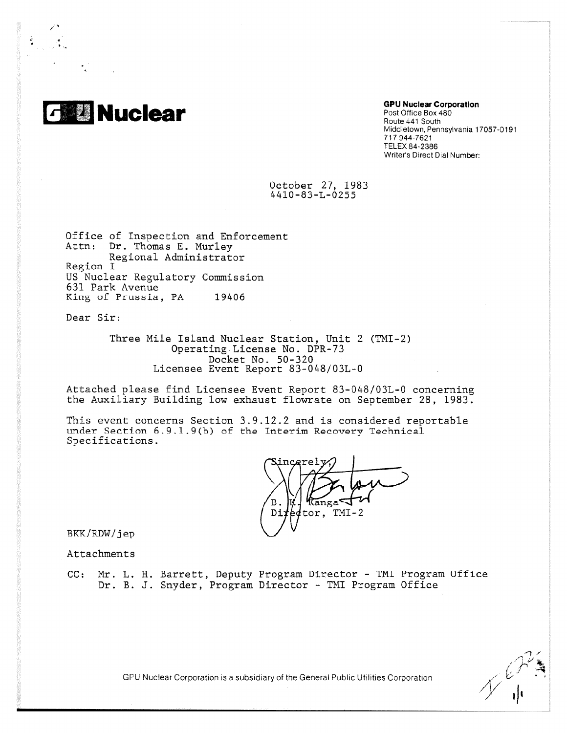**GPU Nuclear**

**GPU Nuclear Corporation**
Post Office Box 480
Route 441 South
Middletown, Pennsylvania 17057-0191
717 944-7621
TELEX 84-2386
Writer's Direct Dial Number:

October 27, 1983
4410-83-L-0255

Office of Inspection and Enforcement
Attn: Dr. Thomas E. Murley
Regional Administrator
Region I
US Nuclear Regulatory Commission
631 Park Avenue
King of Prussia, PA 19406

Dear Sir:

Three Mile Island Nuclear Station, Unit 2 (TMI-2)
Operating License No. DPR-73
Docket No. 50-320
Licensee Event Report 83-048/03L-0

Attached please find Licensee Event Report 83-048/03L-0 concerning the Auxiliary Building low exhaust flowrate on September 28, 1983.

This event concerns Section 3.9.12.2 and is considered reportable under Section 6.9.1.9(b) of the Interim Recovery Technical Specifications.

Sincerely,

B. K. Kanga
Director, TMI-2

BKK/RDW/jep

Attachments

CC: Mr. L. H. Barrett, Deputy Program Director - TMI Program Office
Dr. B. J. Snyder, Program Director - TMI Program Office

GPU Nuclear Corporation is a subsidiary of the General Public Utilities Corporation